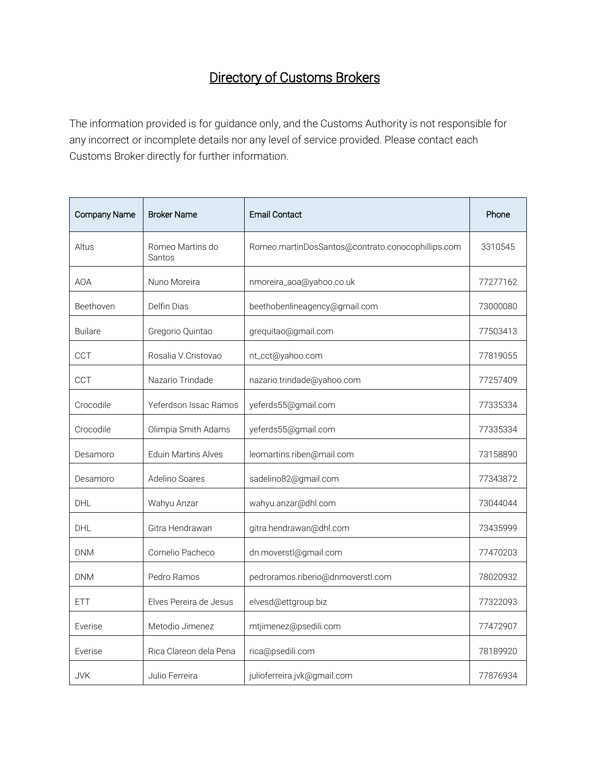# Directory of Customs Brokers

The information provided is for guidance only, and the Customs Authority is not responsible for any incorrect or incomplete details nor any level of service provided. Please contact each Customs Broker directly for further information.

| Company Name | Broker Name | Email Contact | Phone |
|---|---|---|---|
| Altus | Romeo Martins do Santos | Romeo.martinDosSantos@contrato.conocophillips.com | 3310545 |
| AOA | Nuno Moreira | nmoreira_aoa@yahoo.co.uk | 77277162 |
| Beethoven | Delfin Dias | beethobenlineagency@gmail.com | 73000080 |
| Builare | Gregorio Quintao | grequitao@gmail.com | 77503413 |
| CCT | Rosalia V.Cristovao | nt_cct@yahoo.com | 77819055 |
| CCT | Nazario Trindade | nazario.trindade@yahoo.com | 77257409 |
| Crocodile | Yeferdson Issac Ramos | yeferds55@gmail.com | 77335334 |
| Crocodile | Olimpia Smith Adams | yeferds55@gmail.com | 77335334 |
| Desamoro | Eduin Martins Alves | leomartins.riben@mail.com | 73158890 |
| Desamoro | Adelino Soares | sadelino82@gmail.com | 77343872 |
| DHL | Wahyu Anzar | wahyu.anzar@dhl.com | 73044044 |
| DHL | Gitra Hendrawan | gitra.hendrawan@dhl.com | 73435999 |
| DNM | Cornelio Pacheco | dn.moverstl@gmail.com | 77470203 |
| DNM | Pedro Ramos | pedroramos.riberio@dnmoverstl.com | 78020932 |
| ETT | Elves Pereira de Jesus | elvesd@ettgroup.biz | 77322093 |
| Everise | Metodio Jimenez | mtjimenez@psedili.com | 77472907 |
| Everise | Rica Clareon dela Pena | rica@psedili.com | 78189920 |
| JVK | Julio Ferreira | julioferreira.jvk@gmail.com | 77876934 |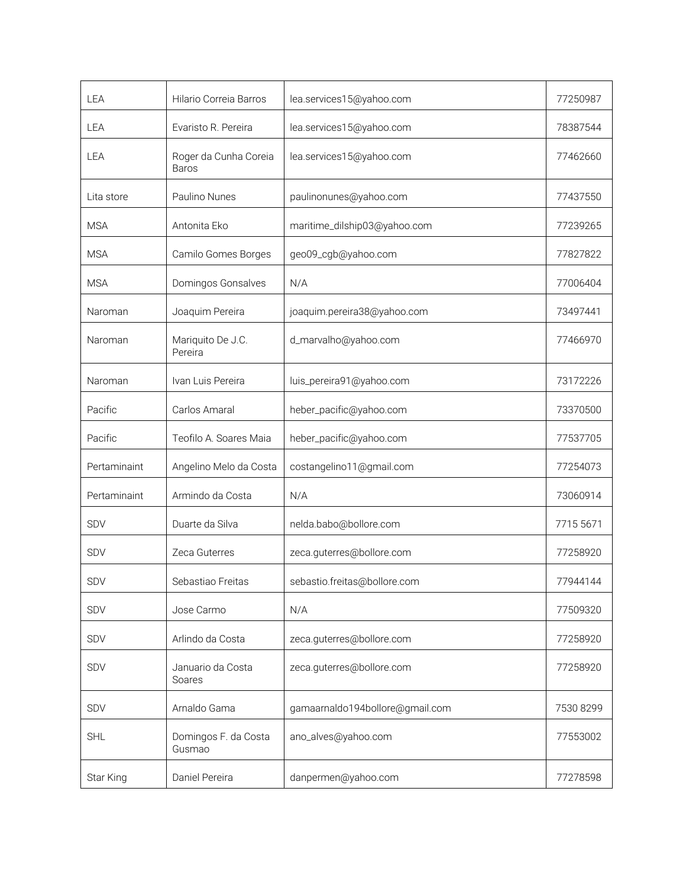| LEA | Hilario Correia Barros | lea.services15@yahoo.com | 77250987 |
|---|---|---|---|
| LEA | Evaristo R. Pereira | lea.services15@yahoo.com | 78387544 |
| LEA | Roger da Cunha Coreia Baros | lea.services15@yahoo.com | 77462660 |
| Lita store | Paulino Nunes | paulinonunes@yahoo.com | 77437550 |
| MSA | Antonita Eko | maritime_dilship03@yahoo.com | 77239265 |
| MSA | Camilo Gomes Borges | geo09_cgb@yahoo.com | 77827822 |
| MSA | Domingos Gonsalves | N/A | 77006404 |
| Naroman | Joaquim Pereira | joaquim.pereira38@yahoo.com | 73497441 |
| Naroman | Mariquito De J.C. Pereira | d_marvalho@yahoo.com | 77466970 |
| Naroman | Ivan Luis Pereira | luis_pereira91@yahoo.com | 73172226 |
| Pacific | Carlos Amaral | heber_pacific@yahoo.com | 73370500 |
| Pacific | Teofilo A. Soares Maia | heber_pacific@yahoo.com | 77537705 |
| Pertaminaint | Angelino Melo da Costa | costangelino11@gmail.com | 77254073 |
| Pertaminaint | Armindo da Costa | N/A | 73060914 |
| SDV | Duarte da Silva | nelda.babo@bollore.com | 7715 5671 |
| SDV | Zeca Guterres | zeca.guterres@bollore.com | 77258920 |
| SDV | Sebastiao Freitas | sebastio.freitas@bollore.com | 77944144 |
| SDV | Jose Carmo | N/A | 77509320 |
| SDV | Arlindo da Costa | zeca.guterres@bollore.com | 77258920 |
| SDV | Januario da Costa Soares | zeca.guterres@bollore.com | 77258920 |
| SDV | Arnaldo Gama | gamaarnaldo194bollore@gmail.com | 7530 8299 |
| SHL | Domingos F. da Costa Gusmao | ano_alves@yahoo.com | 77553002 |
| Star King | Daniel Pereira | danpermen@yahoo.com | 77278598 |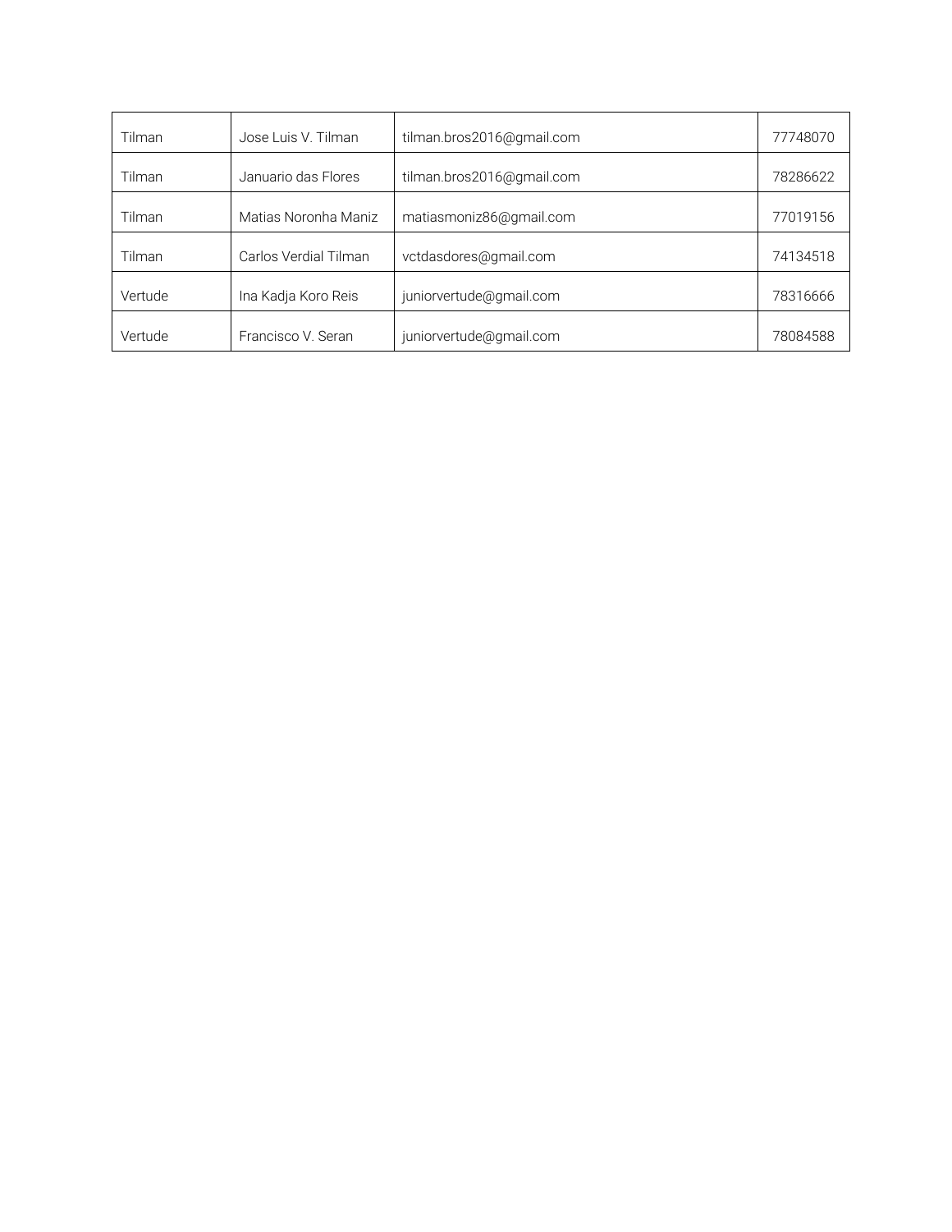| | | | |
|---|---|---|---|
| Tilman | Jose Luis V. Tilman | tilman.bros2016@gmail.com | 77748070 |
| Tilman | Januario das Flores | tilman.bros2016@gmail.com | 78286622 |
| Tilman | Matias Noronha Maniz | matiasmoniz86@gmail.com | 77019156 |
| Tilman | Carlos Verdial Tilman | vctdasdores@gmail.com | 74134518 |
| Vertude | Ina Kadja Koro Reis | juniorvertude@gmail.com | 78316666 |
| Vertude | Francisco V. Seran | juniorvertude@gmail.com | 78084588 |